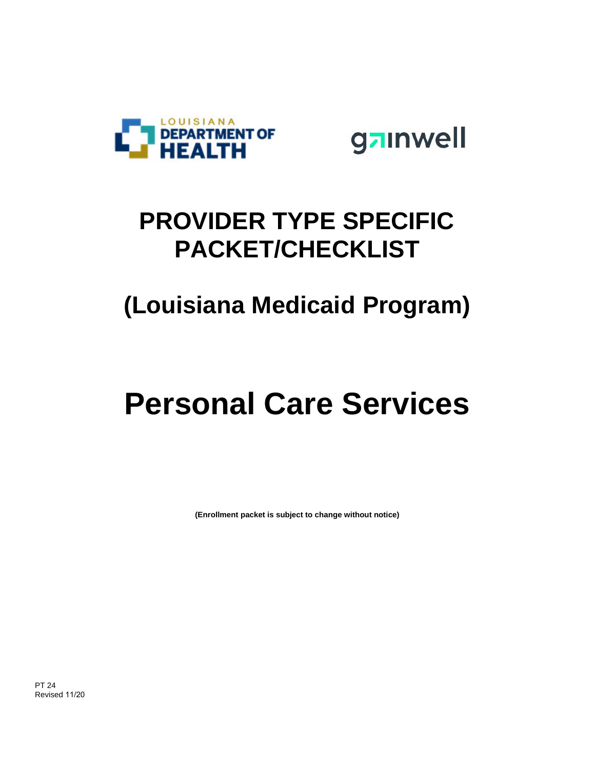# PROVIDER TYPE SPECIFIC PACKET/CHECKLIST

## (Louisiana Medicaid Program)

# Personal Care Services

**(Enrollment packet is subject to change without notice)**

PT 24
Revised 11/20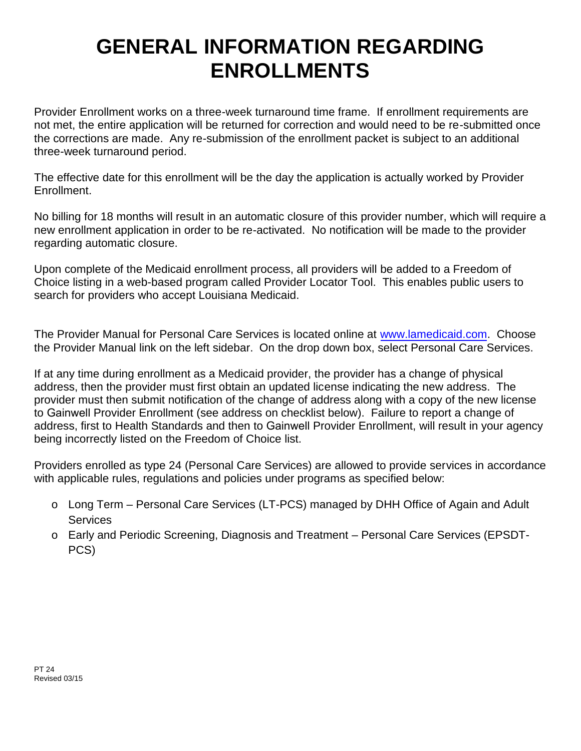# GENERAL INFORMATION REGARDING ENROLLMENTS

Provider Enrollment works on a three-week turnaround time frame. If enrollment requirements are not met, the entire application will be returned for correction and would need to be re-submitted once the corrections are made. Any re-submission of the enrollment packet is subject to an additional three-week turnaround period.

The effective date for this enrollment will be the day the application is actually worked by Provider Enrollment.

No billing for 18 months will result in an automatic closure of this provider number, which will require a new enrollment application in order to be re-activated. No notification will be made to the provider regarding automatic closure.

Upon complete of the Medicaid enrollment process, all providers will be added to a Freedom of Choice listing in a web-based program called Provider Locator Tool. This enables public users to search for providers who accept Louisiana Medicaid.

The Provider Manual for Personal Care Services is located online at www.lamedicaid.com. Choose the Provider Manual link on the left sidebar. On the drop down box, select Personal Care Services.

If at any time during enrollment as a Medicaid provider, the provider has a change of physical address, then the provider must first obtain an updated license indicating the new address. The provider must then submit notification of the change of address along with a copy of the new license to Gainwell Provider Enrollment (see address on checklist below). Failure to report a change of address, first to Health Standards and then to Gainwell Provider Enrollment, will result in your agency being incorrectly listed on the Freedom of Choice list.

Providers enrolled as type 24 (Personal Care Services) are allowed to provide services in accordance with applicable rules, regulations and policies under programs as specified below:

- Long Term – Personal Care Services (LT-PCS) managed by DHH Office of Again and Adult Services
- Early and Periodic Screening, Diagnosis and Treatment – Personal Care Services (EPSDT-PCS)

PT 24
Revised 03/15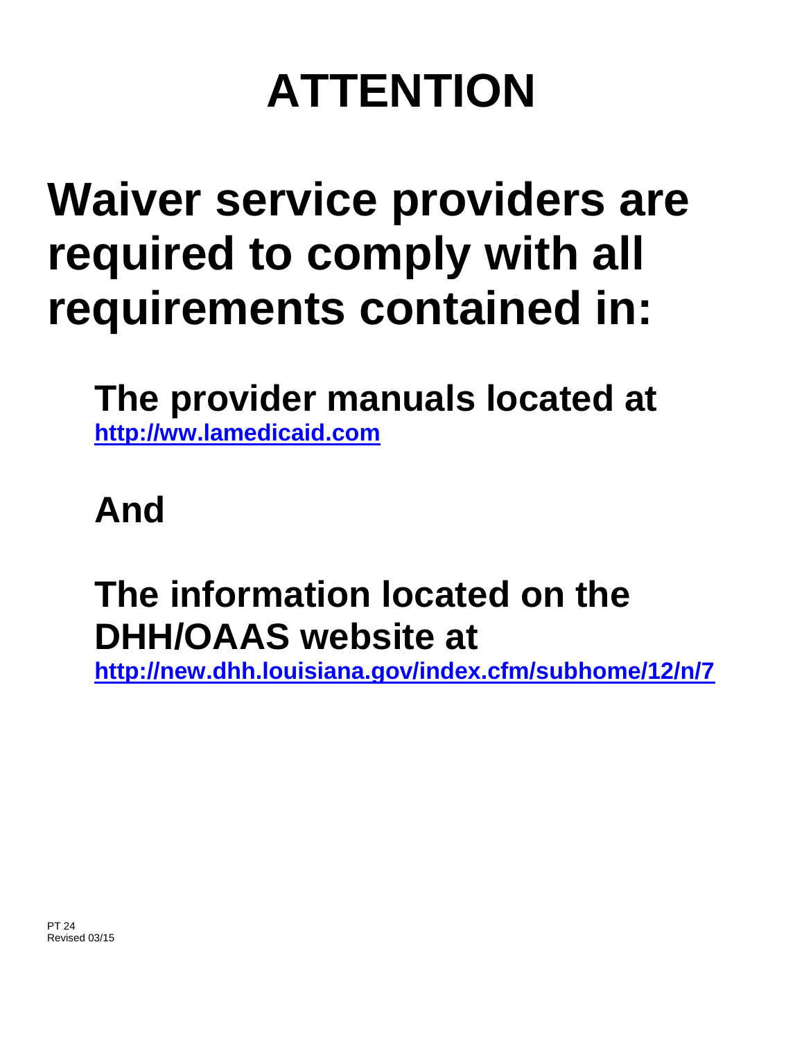# ATTENTION

## Waiver service providers are required to comply with all requirements contained in:

**The provider manuals located at**
[http://ww.lamedicaid.com](http://ww.lamedicaid.com)

**And**

**The information located on the DHH/OAAS website at**
[http://new.dhh.louisiana.gov/index.cfm/subhome/12/n/7](http://new.dhh.louisiana.gov/index.cfm/subhome/12/n/7)

PT 24
Revised 03/15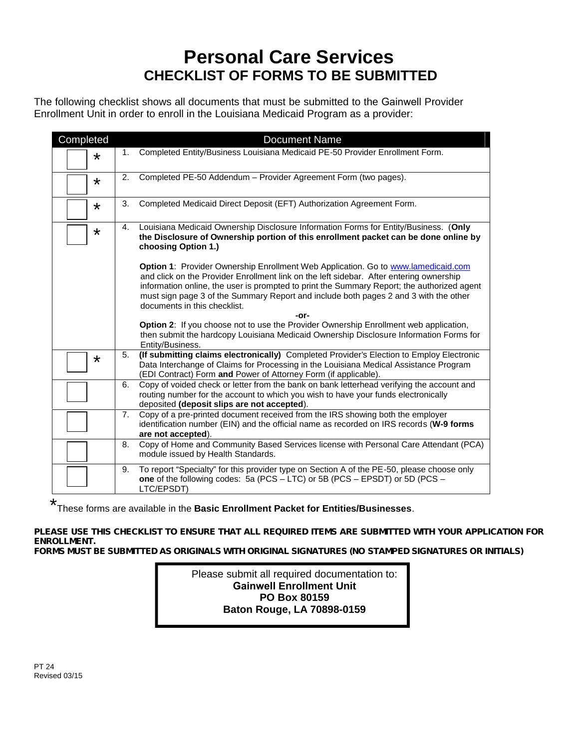# Personal Care Services

## CHECKLIST OF FORMS TO BE SUBMITTED

The following checklist shows all documents that must be submitted to the Gainwell Provider Enrollment Unit in order to enroll in the Louisiana Medicaid Program as a provider:

| Completed | Document Name |
|---|---|
| ☐ * | 1. Completed Entity/Business Louisiana Medicaid PE-50 Provider Enrollment Form. |
| ☐ * | 2. Completed PE-50 Addendum – Provider Agreement Form (two pages). |
| ☐ * | 3. Completed Medicaid Direct Deposit (EFT) Authorization Agreement Form. |
| ☐ * | 4. Louisiana Medicaid Ownership Disclosure Information Forms for Entity/Business. (**Only the Disclosure of Ownership portion of this enrollment packet can be done online by choosing Option 1.**)<br><br>**Option 1**: Provider Ownership Enrollment Web Application. Go to www.lamedicaid.com and click on the Provider Enrollment link on the left sidebar. After entering ownership information online, the user is prompted to print the Summary Report; the authorized agent must sign page 3 of the Summary Report and include both pages 2 and 3 with the other documents in this checklist.<br><br>**-or-**<br><br>**Option 2**: If you choose not to use the Provider Ownership Enrollment web application, then submit the hardcopy Louisiana Medicaid Ownership Disclosure Information Forms for Entity/Business. |
| ☐ * | 5. **(If submitting claims electronically)** Completed Provider's Election to Employ Electronic Data Interchange of Claims for Processing in the Louisiana Medical Assistance Program (EDI Contract) Form **and** Power of Attorney Form (if applicable). |
| ☐ | 6. Copy of voided check or letter from the bank on bank letterhead verifying the account and routing number for the account to which you wish to have your funds electronically deposited **(deposit slips are not accepted)**. |
| ☐ | 7. Copy of a pre-printed document received from the IRS showing both the employer identification number (EIN) and the official name as recorded on IRS records (**W-9 forms are not accepted**). |
| ☐ | 8. Copy of Home and Community Based Services license with Personal Care Attendant (PCA) module issued by Health Standards. |
| ☐ | 9. To report "Specialty" for this provider type on Section A of the PE-50, please choose only **one** of the following codes: 5a (PCS – LTC) or 5B (PCS – EPSDT) or 5D (PCS – LTC/EPSDT) |

*These forms are available in the **Basic Enrollment Packet for Entities/Businesses**.

**PLEASE USE THIS CHECKLIST TO ENSURE THAT ALL REQUIRED ITEMS ARE SUBMITTED WITH YOUR APPLICATION FOR ENROLLMENT.**
**FORMS MUST BE SUBMITTED AS ORIGINALS WITH ORIGINAL SIGNATURES (NO STAMPED SIGNATURES OR INITIALS)**

Please submit all required documentation to:
**Gainwell Enrollment Unit**
**PO Box 80159**
**Baton Rouge, LA 70898-0159**

PT 24
Revised 03/15